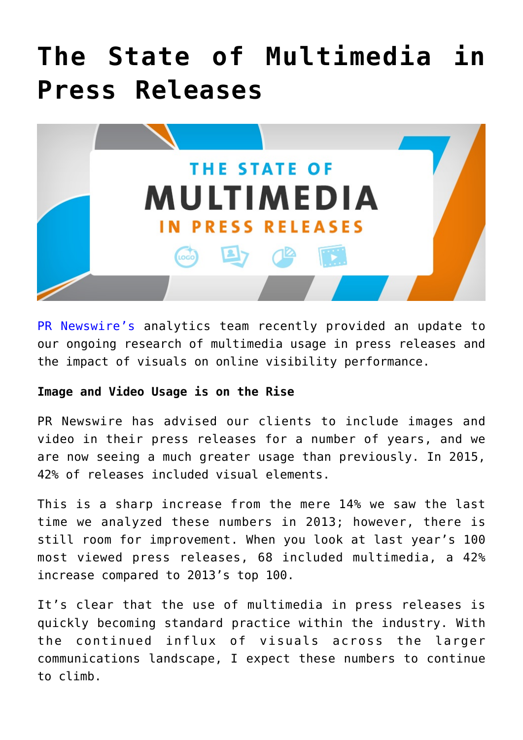# The State of Multimedia in Press Releases

PR Newswire's analytics team recently provided an update to our ongoing research of multimedia usage in press releases and the impact of visuals on online visibility performance.

**Image and Video Usage is on the Rise**

PR Newswire has advised our clients to include images and video in their press releases for a number of years, and we are now seeing a much greater usage than previously. In 2015, 42% of releases included visual elements.

This is a sharp increase from the mere 14% we saw the last time we analyzed these numbers in 2013; however, there is still room for improvement. When you look at last year's 100 most viewed press releases, 68 included multimedia, a 42% increase compared to 2013's top 100.

It's clear that the use of multimedia in press releases is quickly becoming standard practice within the industry. With the continued influx of visuals across the larger communications landscape, I expect these numbers to continue to climb.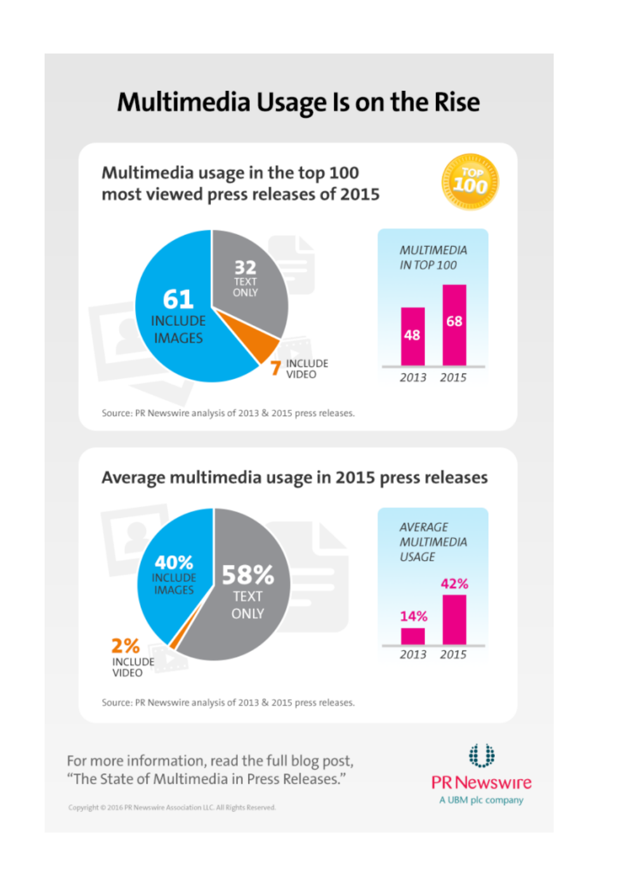# Multimedia Usage Is on the Rise

## Multimedia usage in the top 100 most viewed press releases of 2015

- 61 INCLUDE IMAGES
- 32 TEXT ONLY
- 7 INCLUDE VIDEO

*MULTIMEDIA IN TOP 100*

| 2013 | 2015 |
|---|---|
| 48 | 68 |

Source: PR Newswire analysis of 2013 & 2015 press releases.

## Average multimedia usage in 2015 press releases

- 40% INCLUDE IMAGES
- 58% TEXT ONLY
- 2% INCLUDE VIDEO

*AVERAGE MULTIMEDIA USAGE*

| 2013 | 2015 |
|---|---|
| 14% | 42% |

Source: PR Newswire analysis of 2013 & 2015 press releases.

For more information, read the full blog post, "The State of Multimedia in Press Releases."

PR Newswire
A UBM plc company

Copyright © 2016 PR Newswire Association LLC. All Rights Reserved.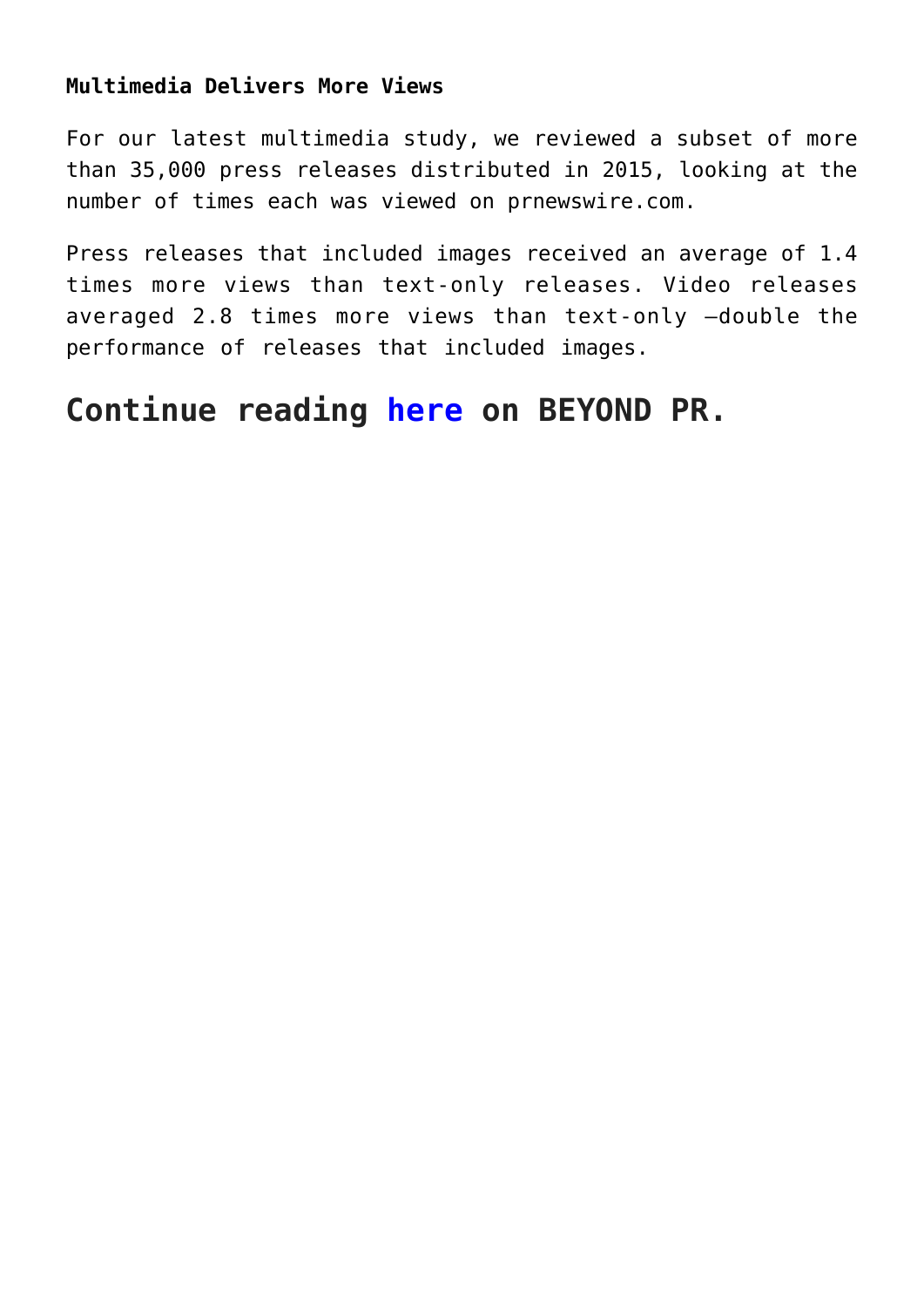**Multimedia Delivers More Views**

For our latest multimedia study, we reviewed a subset of more than 35,000 press releases distributed in 2015, looking at the number of times each was viewed on prnewswire.com.

Press releases that included images received an average of 1.4 times more views than text-only releases. Video releases averaged 2.8 times more views than text-only –double the performance of releases that included images.

## Continue reading here on BEYOND PR.